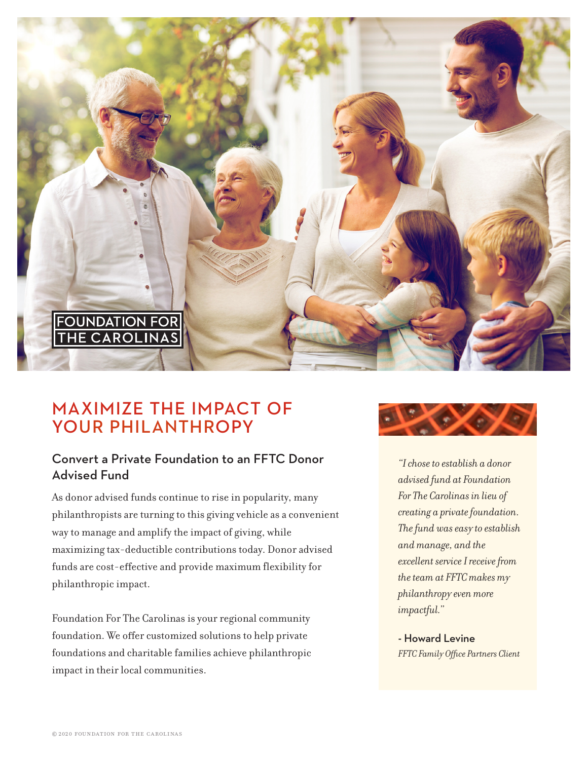FOUNDATION FOR THE CAROLINAS

# MAXIMIZE THE IMPACT OF YOUR PHILANTHROPY

## Convert a Private Foundation to an FFTC Donor Advised Fund

As donor advised funds continue to rise in popularity, many philanthropists are turning to this giving vehicle as a convenient way to manage and amplify the impact of giving, while maximizing tax-deductible contributions today. Donor advised funds are cost-effective and provide maximum flexibility for philanthropic impact.

Foundation For The Carolinas is your regional community foundation. We offer customized solutions to help private foundations and charitable families achieve philanthropic impact in their local communities.

*"I chose to establish a donor advised fund at Foundation For The Carolinas in lieu of creating a private foundation. The fund was easy to establish and manage, and the excellent service I receive from the team at FFTC makes my philanthropy even more impactful."*

**- Howard Levine**
*FFTC Family Office Partners Client*

© 2020 FOUNDATION FOR THE CAROLINAS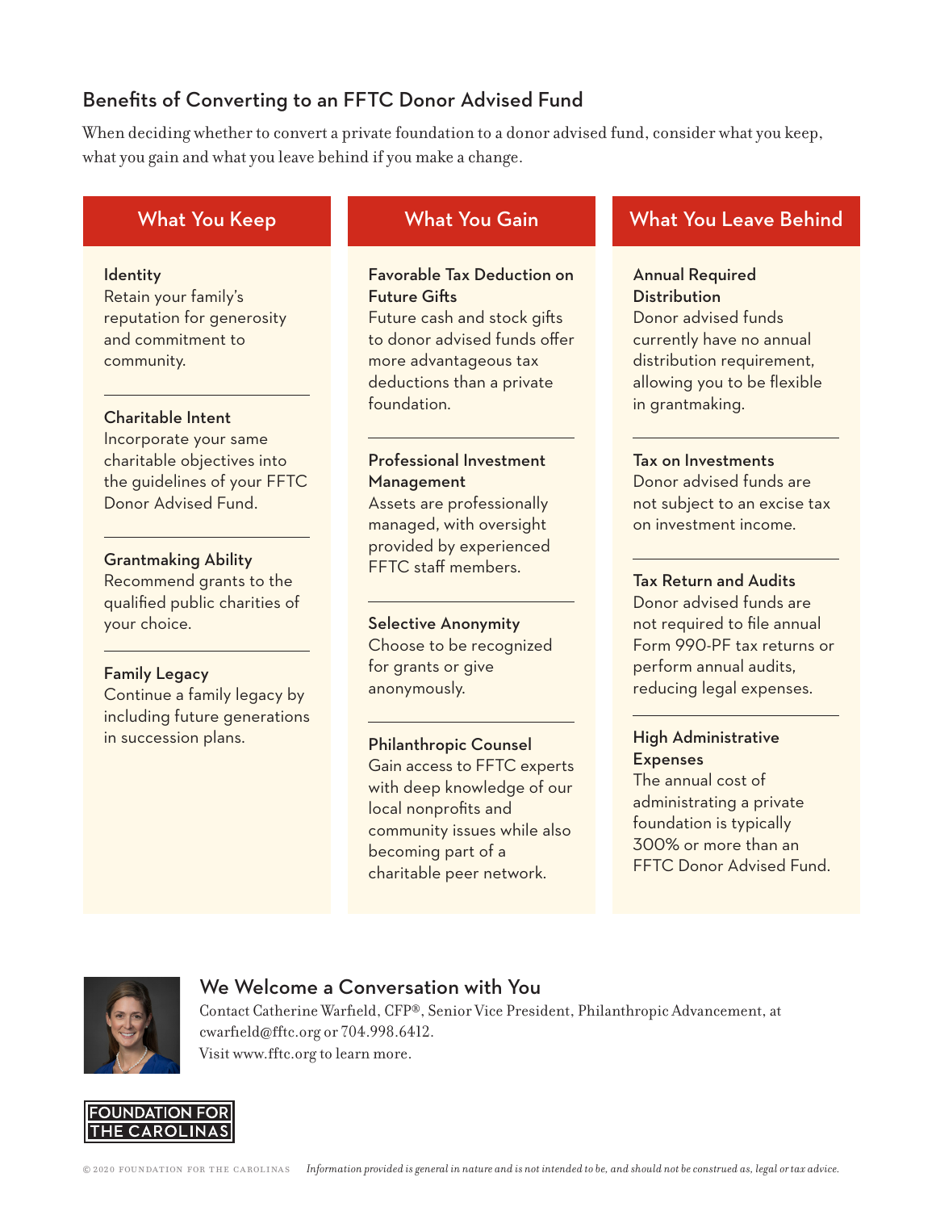## Benefits of Converting to an FFTC Donor Advised Fund

When deciding whether to convert a private foundation to a donor advised fund, consider what you keep, what you gain and what you leave behind if you make a change.

### What You Keep

**Identity**
Retain your family's reputation for generosity and commitment to community.

**Charitable Intent**
Incorporate your same charitable objectives into the guidelines of your FFTC Donor Advised Fund.

**Grantmaking Ability**
Recommend grants to the qualified public charities of your choice.

**Family Legacy**
Continue a family legacy by including future generations in succession plans.

### What You Gain

**Favorable Tax Deduction on Future Gifts**
Future cash and stock gifts to donor advised funds offer more advantageous tax deductions than a private foundation.

**Professional Investment Management**
Assets are professionally managed, with oversight provided by experienced FFTC staff members.

**Selective Anonymity**
Choose to be recognized for grants or give anonymously.

**Philanthropic Counsel**
Gain access to FFTC experts with deep knowledge of our local nonprofits and community issues while also becoming part of a charitable peer network.

### What You Leave Behind

**Annual Required Distribution**
Donor advised funds currently have no annual distribution requirement, allowing you to be flexible in grantmaking.

**Tax on Investments**
Donor advised funds are not subject to an excise tax on investment income.

**Tax Return and Audits**
Donor advised funds are not required to file annual Form 990-PF tax returns or perform annual audits, reducing legal expenses.

**High Administrative Expenses**
The annual cost of administrating a private foundation is typically 300% or more than an FFTC Donor Advised Fund.

## We Welcome a Conversation with You

Contact Catherine Warfield, CFP®, Senior Vice President, Philanthropic Advancement, at cwarfield@fftc.org or 704.998.6412.
Visit www.fftc.org to learn more.

FOUNDATION FOR THE CAROLINAS

© 2020 FOUNDATION FOR THE CAROLINAS *Information provided is general in nature and is not intended to be, and should not be construed as, legal or tax advice.*